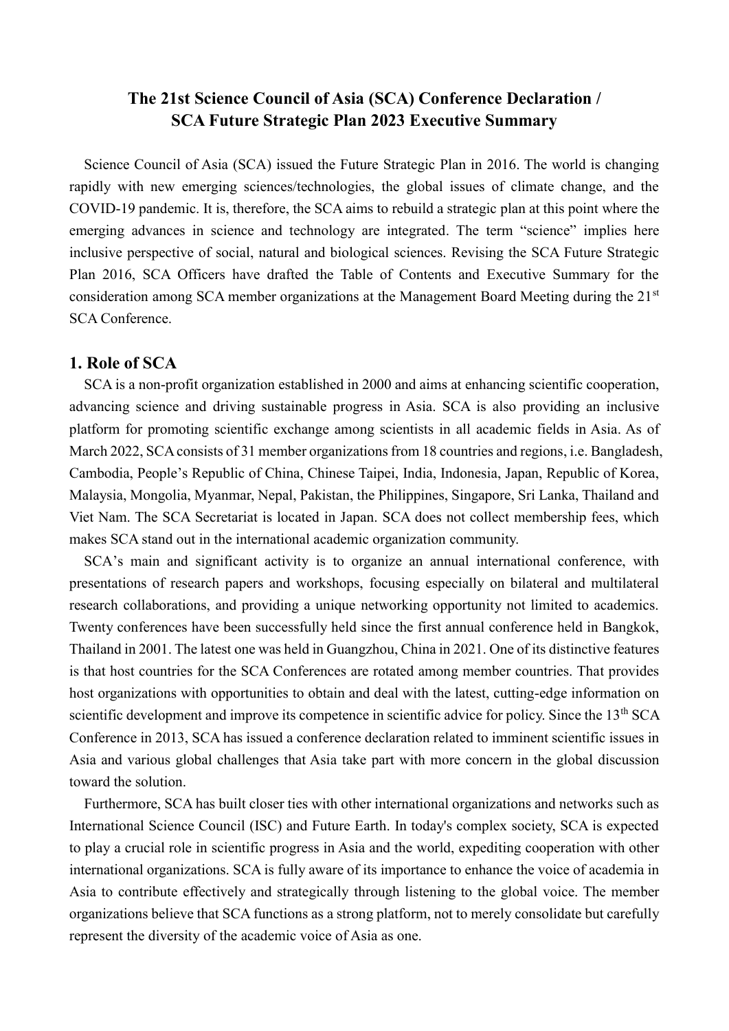# The 21st Science Council of Asia (SCA) Conference Declaration / SCA Future Strategic Plan 2023 Executive Summary

Science Council of Asia (SCA) issued the Future Strategic Plan in 2016. The world is changing rapidly with new emerging sciences/technologies, the global issues of climate change, and the COVID-19 pandemic. It is, therefore, the SCA aims to rebuild a strategic plan at this point where the emerging advances in science and technology are integrated. The term "science" implies here inclusive perspective of social, natural and biological sciences. Revising the SCA Future Strategic Plan 2016, SCA Officers have drafted the Table of Contents and Executive Summary for the consideration among SCA member organizations at the Management Board Meeting during the 21st SCA Conference.

## 1. Role of SCA

SCA is a non-profit organization established in 2000 and aims at enhancing scientific cooperation, advancing science and driving sustainable progress in Asia. SCA is also providing an inclusive platform for promoting scientific exchange among scientists in all academic fields in Asia. As of March 2022, SCA consists of 31 member organizations from 18 countries and regions, i.e. Bangladesh, Cambodia, People's Republic of China, Chinese Taipei, India, Indonesia, Japan, Republic of Korea, Malaysia, Mongolia, Myanmar, Nepal, Pakistan, the Philippines, Singapore, Sri Lanka, Thailand and Viet Nam. The SCA Secretariat is located in Japan. SCA does not collect membership fees, which makes SCA stand out in the international academic organization community.

SCA's main and significant activity is to organize an annual international conference, with presentations of research papers and workshops, focusing especially on bilateral and multilateral research collaborations, and providing a unique networking opportunity not limited to academics. Twenty conferences have been successfully held since the first annual conference held in Bangkok, Thailand in 2001. The latest one was held in Guangzhou, China in 2021. One of its distinctive features is that host countries for the SCA Conferences are rotated among member countries. That provides host organizations with opportunities to obtain and deal with the latest, cutting-edge information on scientific development and improve its competence in scientific advice for policy. Since the 13th SCA Conference in 2013, SCA has issued a conference declaration related to imminent scientific issues in Asia and various global challenges that Asia take part with more concern in the global discussion toward the solution.

Furthermore, SCA has built closer ties with other international organizations and networks such as International Science Council (ISC) and Future Earth. In today's complex society, SCA is expected to play a crucial role in scientific progress in Asia and the world, expediting cooperation with other international organizations. SCA is fully aware of its importance to enhance the voice of academia in Asia to contribute effectively and strategically through listening to the global voice. The member organizations believe that SCA functions as a strong platform, not to merely consolidate but carefully represent the diversity of the academic voice of Asia as one.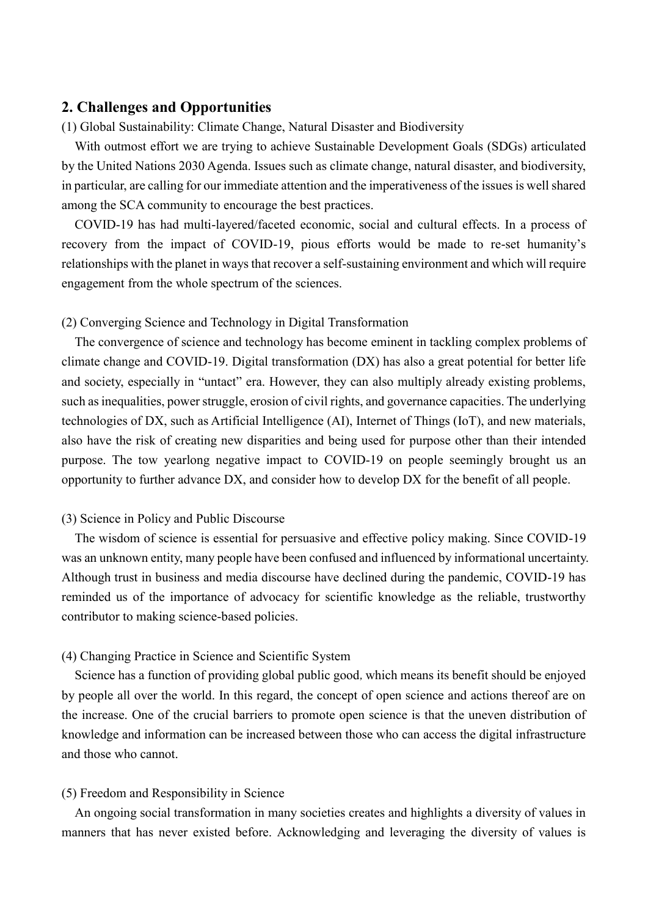## 2. Challenges and Opportunities

(1) Global Sustainability: Climate Change, Natural Disaster and Biodiversity

With outmost effort we are trying to achieve Sustainable Development Goals (SDGs) articulated by the United Nations 2030 Agenda. Issues such as climate change, natural disaster, and biodiversity, in particular, are calling for our immediate attention and the imperativeness of the issues is well shared among the SCA community to encourage the best practices.

COVID-19 has had multi-layered/faceted economic, social and cultural effects. In a process of recovery from the impact of COVID-19, pious efforts would be made to re-set humanity's relationships with the planet in ways that recover a self-sustaining environment and which will require engagement from the whole spectrum of the sciences.

(2) Converging Science and Technology in Digital Transformation

The convergence of science and technology has become eminent in tackling complex problems of climate change and COVID-19. Digital transformation (DX) has also a great potential for better life and society, especially in "untact" era. However, they can also multiply already existing problems, such as inequalities, power struggle, erosion of civil rights, and governance capacities. The underlying technologies of DX, such as Artificial Intelligence (AI), Internet of Things (IoT), and new materials, also have the risk of creating new disparities and being used for purpose other than their intended purpose. The tow yearlong negative impact to COVID-19 on people seemingly brought us an opportunity to further advance DX, and consider how to develop DX for the benefit of all people.

(3) Science in Policy and Public Discourse

The wisdom of science is essential for persuasive and effective policy making. Since COVID-19 was an unknown entity, many people have been confused and influenced by informational uncertainty. Although trust in business and media discourse have declined during the pandemic, COVID-19 has reminded us of the importance of advocacy for scientific knowledge as the reliable, trustworthy contributor to making science-based policies.

(4) Changing Practice in Science and Scientific System

Science has a function of providing global public good, which means its benefit should be enjoyed by people all over the world. In this regard, the concept of open science and actions thereof are on the increase. One of the crucial barriers to promote open science is that the uneven distribution of knowledge and information can be increased between those who can access the digital infrastructure and those who cannot.

(5) Freedom and Responsibility in Science

An ongoing social transformation in many societies creates and highlights a diversity of values in manners that has never existed before. Acknowledging and leveraging the diversity of values is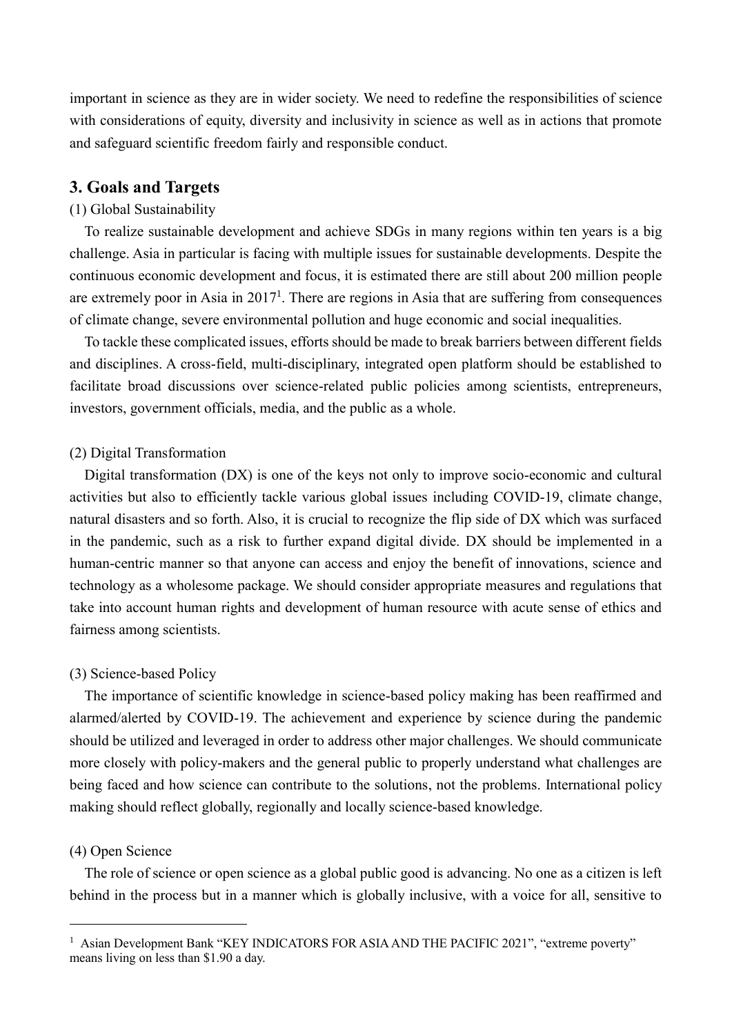important in science as they are in wider society. We need to redefine the responsibilities of science with considerations of equity, diversity and inclusivity in science as well as in actions that promote and safeguard scientific freedom fairly and responsible conduct.

## 3. Goals and Targets

(1) Global Sustainability

To realize sustainable development and achieve SDGs in many regions within ten years is a big challenge. Asia in particular is facing with multiple issues for sustainable developments. Despite the continuous economic development and focus, it is estimated there are still about 200 million people are extremely poor in Asia in 2017[1]. There are regions in Asia that are suffering from consequences of climate change, severe environmental pollution and huge economic and social inequalities.

To tackle these complicated issues, efforts should be made to break barriers between different fields and disciplines. A cross-field, multi-disciplinary, integrated open platform should be established to facilitate broad discussions over science-related public policies among scientists, entrepreneurs, investors, government officials, media, and the public as a whole.

(2) Digital Transformation

Digital transformation (DX) is one of the keys not only to improve socio-economic and cultural activities but also to efficiently tackle various global issues including COVID-19, climate change, natural disasters and so forth. Also, it is crucial to recognize the flip side of DX which was surfaced in the pandemic, such as a risk to further expand digital divide. DX should be implemented in a human-centric manner so that anyone can access and enjoy the benefit of innovations, science and technology as a wholesome package. We should consider appropriate measures and regulations that take into account human rights and development of human resource with acute sense of ethics and fairness among scientists.

(3) Science-based Policy

The importance of scientific knowledge in science-based policy making has been reaffirmed and alarmed/alerted by COVID-19. The achievement and experience by science during the pandemic should be utilized and leveraged in order to address other major challenges. We should communicate more closely with policy-makers and the general public to properly understand what challenges are being faced and how science can contribute to the solutions, not the problems. International policy making should reflect globally, regionally and locally science-based knowledge.

(4) Open Science

The role of science or open science as a global public good is advancing. No one as a citizen is left behind in the process but in a manner which is globally inclusive, with a voice for all, sensitive to

[1] Asian Development Bank "KEY INDICATORS FOR ASIA AND THE PACIFIC 2021", "extreme poverty" means living on less than $1.90 a day.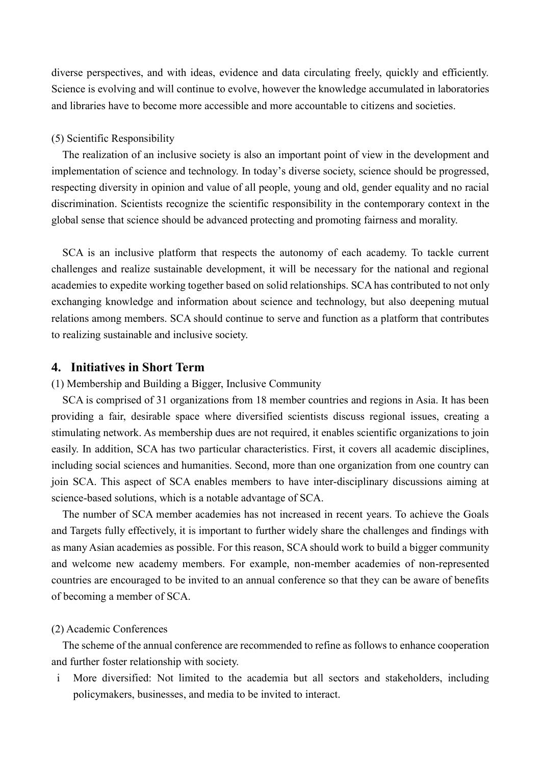diverse perspectives, and with ideas, evidence and data circulating freely, quickly and efficiently. Science is evolving and will continue to evolve, however the knowledge accumulated in laboratories and libraries have to become more accessible and more accountable to citizens and societies.

(5) Scientific Responsibility

The realization of an inclusive society is also an important point of view in the development and implementation of science and technology. In today's diverse society, science should be progressed, respecting diversity in opinion and value of all people, young and old, gender equality and no racial discrimination. Scientists recognize the scientific responsibility in the contemporary context in the global sense that science should be advanced protecting and promoting fairness and morality.

SCA is an inclusive platform that respects the autonomy of each academy. To tackle current challenges and realize sustainable development, it will be necessary for the national and regional academies to expedite working together based on solid relationships. SCA has contributed to not only exchanging knowledge and information about science and technology, but also deepening mutual relations among members. SCA should continue to serve and function as a platform that contributes to realizing sustainable and inclusive society.

## 4. Initiatives in Short Term

(1) Membership and Building a Bigger, Inclusive Community

SCA is comprised of 31 organizations from 18 member countries and regions in Asia. It has been providing a fair, desirable space where diversified scientists discuss regional issues, creating a stimulating network. As membership dues are not required, it enables scientific organizations to join easily. In addition, SCA has two particular characteristics. First, it covers all academic disciplines, including social sciences and humanities. Second, more than one organization from one country can join SCA. This aspect of SCA enables members to have inter-disciplinary discussions aiming at science-based solutions, which is a notable advantage of SCA.

The number of SCA member academies has not increased in recent years. To achieve the Goals and Targets fully effectively, it is important to further widely share the challenges and findings with as many Asian academies as possible. For this reason, SCA should work to build a bigger community and welcome new academy members. For example, non-member academies of non-represented countries are encouraged to be invited to an annual conference so that they can be aware of benefits of becoming a member of SCA.

(2) Academic Conferences

The scheme of the annual conference are recommended to refine as follows to enhance cooperation and further foster relationship with society.

i More diversified: Not limited to the academia but all sectors and stakeholders, including policymakers, businesses, and media to be invited to interact.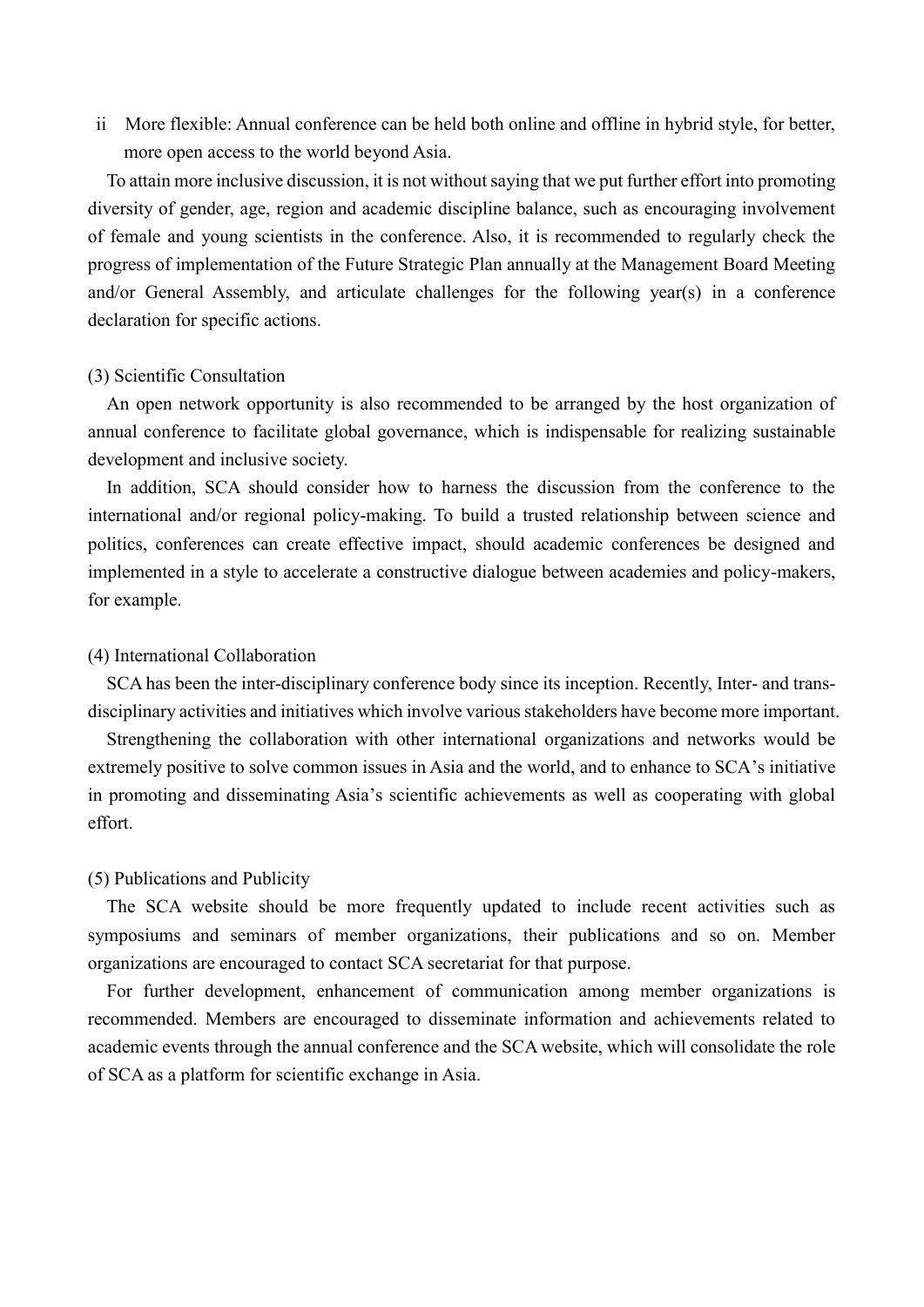ii More flexible: Annual conference can be held both online and offline in hybrid style, for better, more open access to the world beyond Asia.

To attain more inclusive discussion, it is not without saying that we put further effort into promoting diversity of gender, age, region and academic discipline balance, such as encouraging involvement of female and young scientists in the conference. Also, it is recommended to regularly check the progress of implementation of the Future Strategic Plan annually at the Management Board Meeting and/or General Assembly, and articulate challenges for the following year(s) in a conference declaration for specific actions.

(3) Scientific Consultation

An open network opportunity is also recommended to be arranged by the host organization of annual conference to facilitate global governance, which is indispensable for realizing sustainable development and inclusive society.

In addition, SCA should consider how to harness the discussion from the conference to the international and/or regional policy-making. To build a trusted relationship between science and politics, conferences can create effective impact, should academic conferences be designed and implemented in a style to accelerate a constructive dialogue between academies and policy-makers, for example.

(4) International Collaboration

SCA has been the inter-disciplinary conference body since its inception. Recently, Inter- and trans-disciplinary activities and initiatives which involve various stakeholders have become more important.

Strengthening the collaboration with other international organizations and networks would be extremely positive to solve common issues in Asia and the world, and to enhance to SCA's initiative in promoting and disseminating Asia's scientific achievements as well as cooperating with global effort.

(5) Publications and Publicity

The SCA website should be more frequently updated to include recent activities such as symposiums and seminars of member organizations, their publications and so on. Member organizations are encouraged to contact SCA secretariat for that purpose.

For further development, enhancement of communication among member organizations is recommended. Members are encouraged to disseminate information and achievements related to academic events through the annual conference and the SCA website, which will consolidate the role of SCA as a platform for scientific exchange in Asia.